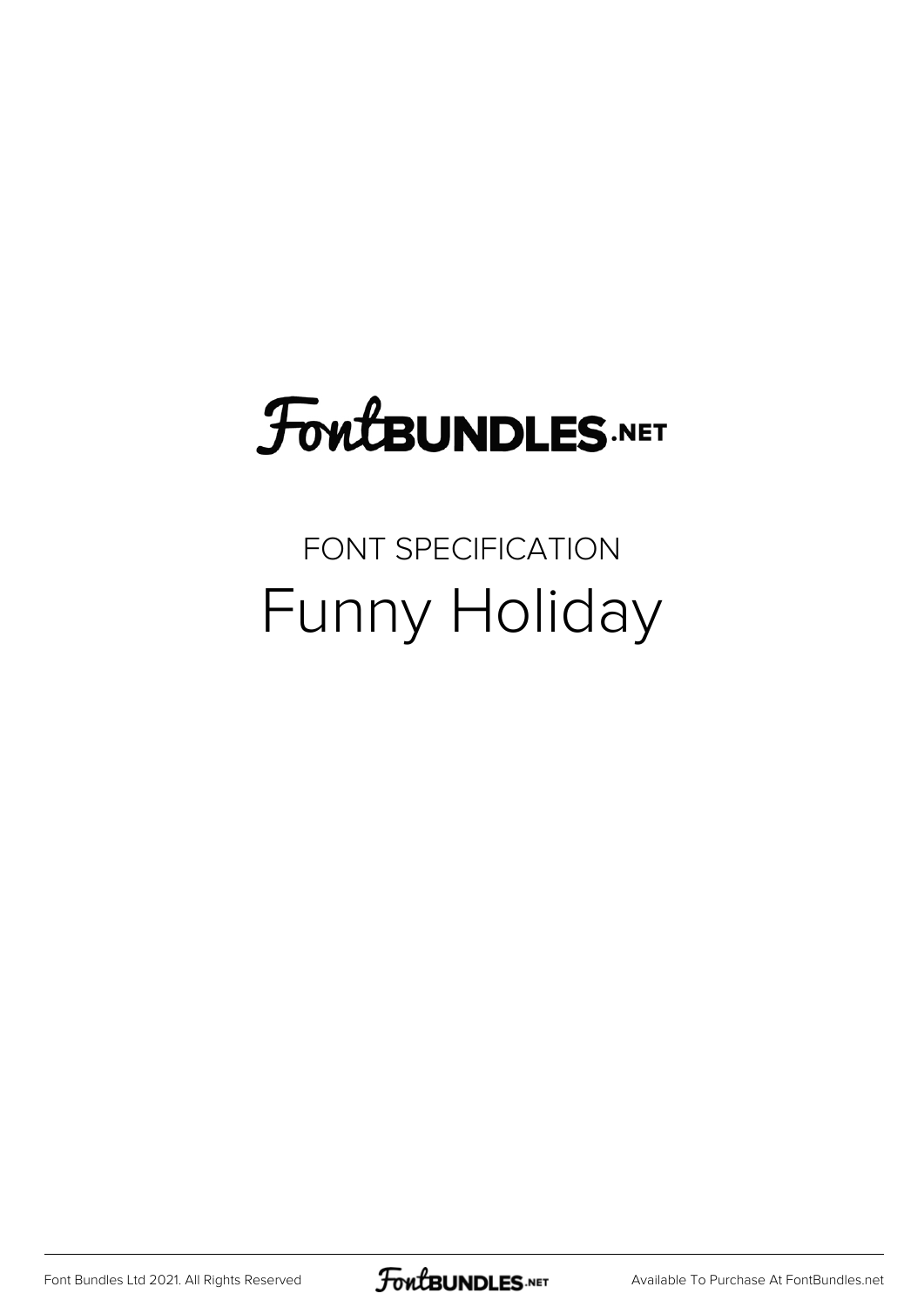# FontBUNDLES.NET

FONT SPECIFICATION

## Funny Holiday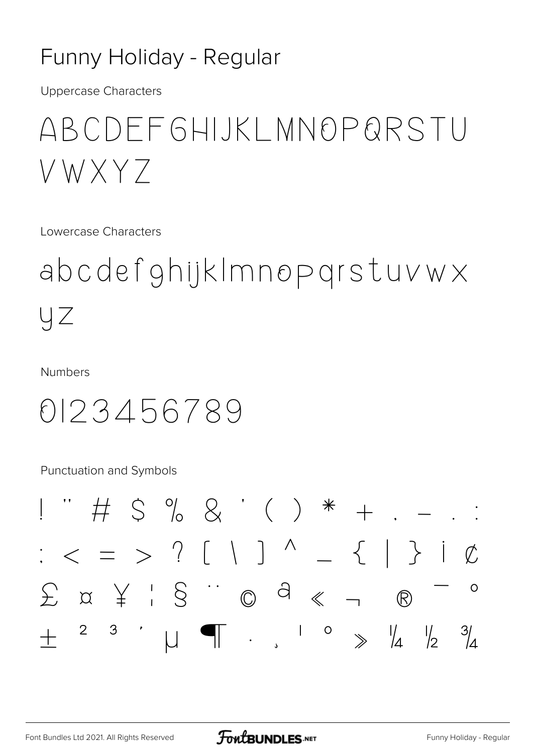# Funny Holiday - Regular

Uppercase Characters

ABCDEFGHIJKLMNOPQRSTU VWXYZ

Lowercase Characters

abcdefghijklmnopqrstuvwx yz

Numbers

0123456789

Punctuation and Symbols

! " # $ % & ' ( ) * + , - . :

; < = > ? [ \ ] ^ _ { | } ¡ ¢

£ ¤ ¥ ¦ § ¨ © ª « ¬ ® ¯ °

± ² ³ ´ µ ¶ · ¸ ¹ º » ¼ ½ ¾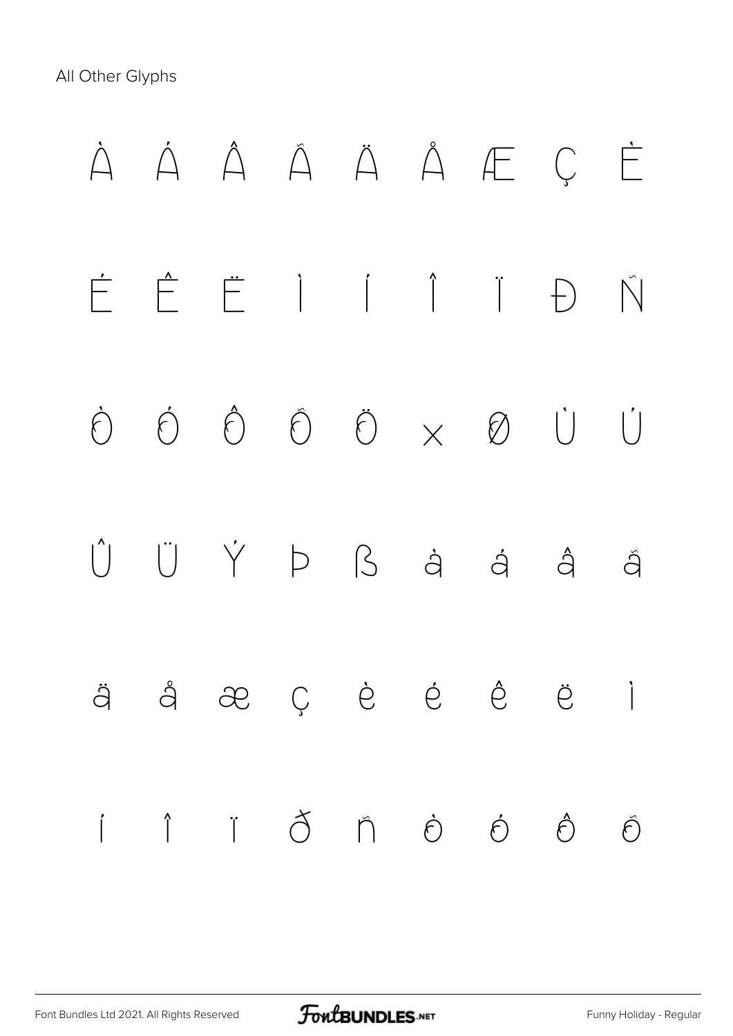All Other Glyphs

À Á Â Ã Ä Å Æ Ç È

É Ê Ë Ì Í Î Ï Ð Ñ

Ò Ó Ô Õ Ö × Ø Ù Ú

Û Ü Ý Þ ß à á â ã

ä å æ ç è é ê ë ì

í î ï ð ñ ò ó ô õ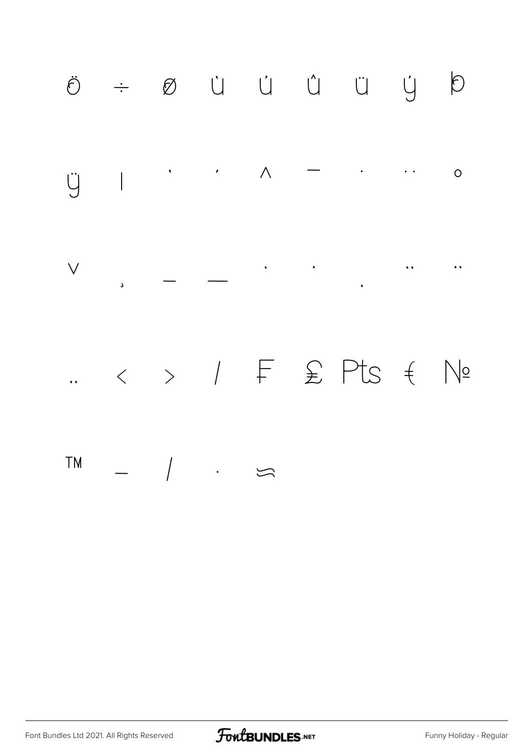ö ÷ ø ù ú û ü ý þ

ÿ ı ` ´ ^ ¯ ˙ ¨ ˚

ˇ ¸ – — ' ' ‚ " "

„ ‹ › ⁄ ₣ ₤ ₧ € №

™ − ∕ ∙ ≈